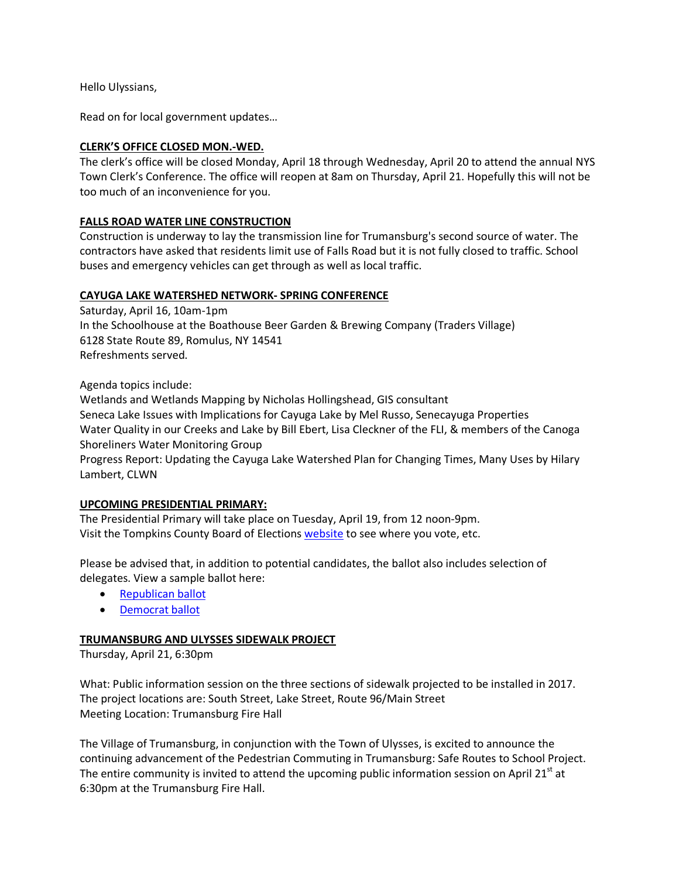Hello Ulyssians,

Read on for local government updates…

## CLERK'S OFFICE CLOSED MON.-WED.

The clerk's office will be closed Monday, April 18 through Wednesday, April 20 to attend the annual NYS Town Clerk's Conference. The office will reopen at 8am on Thursday, April 21. Hopefully this will not be too much of an inconvenience for you.

## FALLS ROAD WATER LINE CONSTRUCTION

Construction is underway to lay the transmission line for Trumansburg's second source of water. The contractors have asked that residents limit use of Falls Road but it is not fully closed to traffic. School buses and emergency vehicles can get through as well as local traffic.

## CAYUGA LAKE WATERSHED NETWORK- SPRING CONFERENCE

Saturday, April 16, 10am-1pm
In the Schoolhouse at the Boathouse Beer Garden & Brewing Company (Traders Village)
6128 State Route 89, Romulus, NY 14541
Refreshments served.

Agenda topics include:
Wetlands and Wetlands Mapping by Nicholas Hollingshead, GIS consultant
Seneca Lake Issues with Implications for Cayuga Lake by Mel Russo, Senecayuga Properties
Water Quality in our Creeks and Lake by Bill Ebert, Lisa Cleckner of the FLI, & members of the Canoga Shoreliners Water Monitoring Group
Progress Report: Updating the Cayuga Lake Watershed Plan for Changing Times, Many Uses by Hilary Lambert, CLWN

## UPCOMING PRESIDENTIAL PRIMARY:

The Presidential Primary will take place on Tuesday, April 19, from 12 noon-9pm.
Visit the Tompkins County Board of Elections website to see where you vote, etc.

Please be advised that, in addition to potential candidates, the ballot also includes selection of delegates. View a sample ballot here:

- Republican ballot
- Democrat ballot

## TRUMANSBURG AND ULYSSES SIDEWALK PROJECT

Thursday, April 21, 6:30pm

What: Public information session on the three sections of sidewalk projected to be installed in 2017. The project locations are: South Street, Lake Street, Route 96/Main Street
Meeting Location: Trumansburg Fire Hall

The Village of Trumansburg, in conjunction with the Town of Ulysses, is excited to announce the continuing advancement of the Pedestrian Commuting in Trumansburg: Safe Routes to School Project. The entire community is invited to attend the upcoming public information session on April 21st at 6:30pm at the Trumansburg Fire Hall.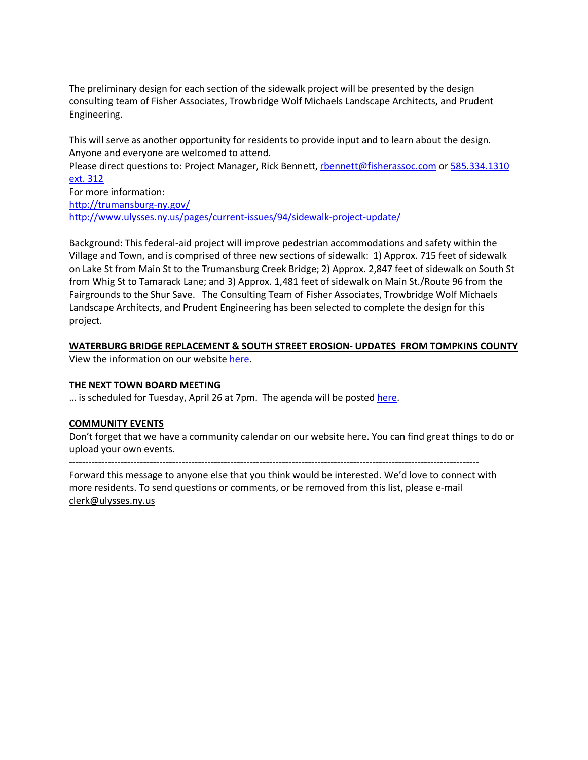The preliminary design for each section of the sidewalk project will be presented by the design consulting team of Fisher Associates, Trowbridge Wolf Michaels Landscape Architects, and Prudent Engineering.

This will serve as another opportunity for residents to provide input and to learn about the design. Anyone and everyone are welcomed to attend.
Please direct questions to: Project Manager, Rick Bennett, rbennett@fisherassoc.com or 585.334.1310 ext. 312
For more information:
http://trumansburg-ny.gov/
http://www.ulysses.ny.us/pages/current-issues/94/sidewalk-project-update/

Background: This federal-aid project will improve pedestrian accommodations and safety within the Village and Town, and is comprised of three new sections of sidewalk: 1) Approx. 715 feet of sidewalk on Lake St from Main St to the Trumansburg Creek Bridge; 2) Approx. 2,847 feet of sidewalk on South St from Whig St to Tamarack Lane; and 3) Approx. 1,481 feet of sidewalk on Main St./Route 96 from the Fairgrounds to the Shur Save. The Consulting Team of Fisher Associates, Trowbridge Wolf Michaels Landscape Architects, and Prudent Engineering has been selected to complete the design for this project.

**WATERBURG BRIDGE REPLACEMENT & SOUTH STREET EROSION- UPDATES FROM TOMPKINS COUNTY**

View the information on our website here.

**THE NEXT TOWN BOARD MEETING**

… is scheduled for Tuesday, April 26 at 7pm. The agenda will be posted here.

**COMMUNITY EVENTS**

Don't forget that we have a community calendar on our website here. You can find great things to do or upload your own events.

---

Forward this message to anyone else that you think would be interested. We'd love to connect with more residents. To send questions or comments, or be removed from this list, please e-mail clerk@ulysses.ny.us